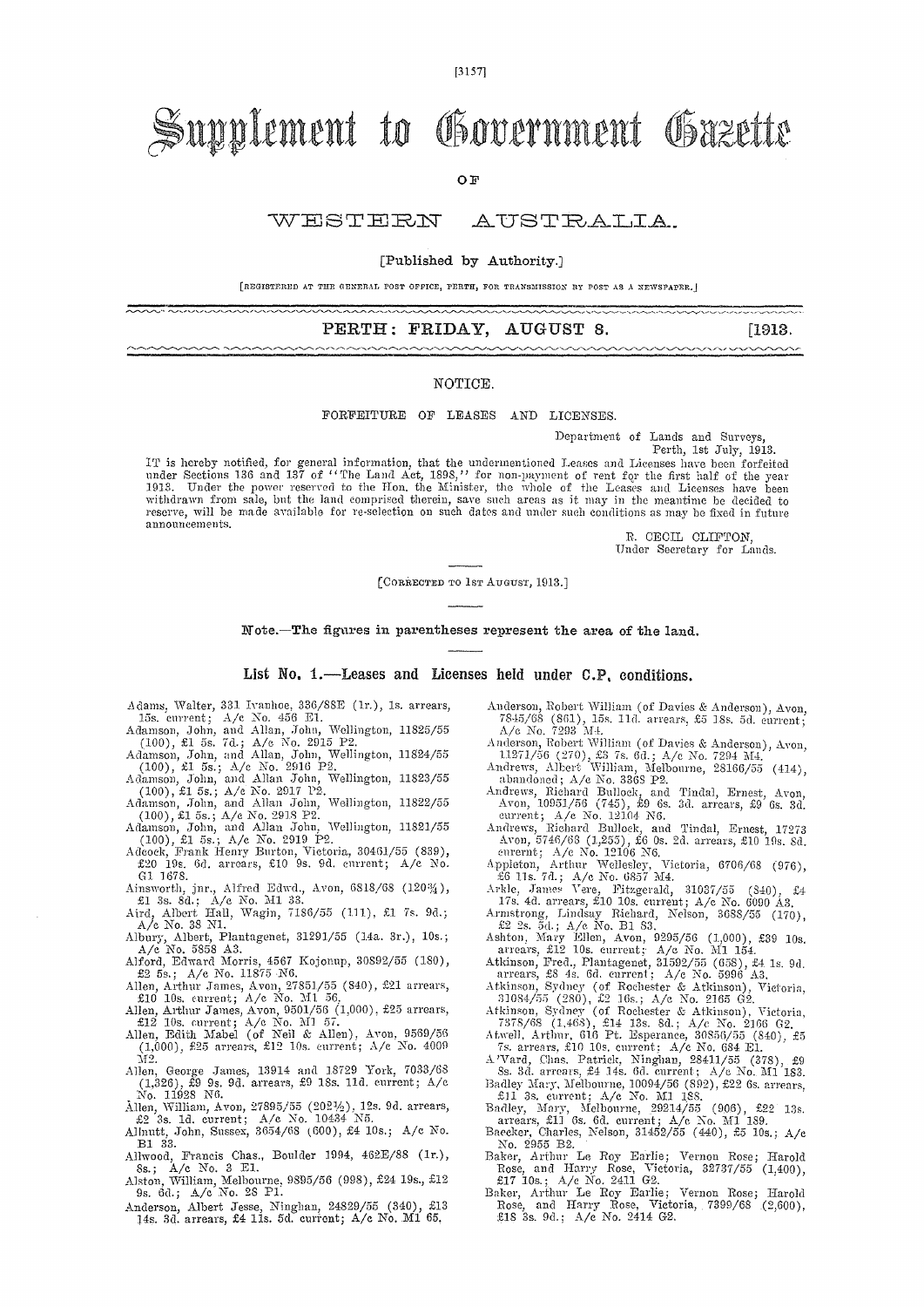[3157]

# Supplement to Government Gazette

OF

## WESTERN AUSTRALIA.

[Published by Authority.]

[REGISTERED AT THE GENERAL POST OFFICE, PERTH, FOR TRANSMISSION BY POST AS A NEWSPAPER.]

**PERTH: FRIDAY, AUGUST 8. [1913.**

NOTICE.

FORFEITURE OF LEASES AND LICENSES.

Department of Lands and Surveys,
Perth, 1st July, 1913.

IT is hereby notified, for general information, that the undermentioned Leases and Licenses have been forfeited under Sections 136 and 137 of "The Land Act, 1898," for non-payment of rent for the first half of the year 1913. Under the power reserved to the Hon. the Minister, the whole of the Leases and Licenses have been withdrawn from sale, but the land comprised therein, save such areas as it may in the meantime be decided to reserve, will be made available for re-selection on such dates and under such conditions as may be fixed in future announcements.

R. CECIL CLIFTON,
Under Secretary for Lands.

[CORRECTED TO 1ST AUGUST, 1913.]

**Note.—The figures in parentheses represent the area of the land.**

### List No. 1.—Leases and Licenses held under C.P. conditions.

Adams, Walter, 331 Ivanhoe, 336/88E (1r.), 1s. arrears, 15s. current; A/c No. 456 E1.
Adamson, John, and Allan, John, Wellington, 11825/55 (100), £1 5s. 7d.; A/c No. 2915 P2.
Adamson, John, and Allan, John, Wellington, 11824/55 (100), £1 5s.; A/c No. 2916 P2.
Adamson, John, and Allan John, Wellington, 11823/55 (100), £1 5s.; A/c No. 2917 P2.
Adamson, John, and Allan John, Wellington, 11822/55 (100), £1 5s.; A/c No. 2918 P2.
Adamson, John, and Allan John, Wellington, 11821/55 (100), £1 5s.; A/c No. 2919 P2.
Adcock, Frank Henry Burton, Victoria, 30461/55 (839), £20 19s. 6d. arrears, £10 9s. 9d. current; A/c No. G1 1678.
Ainsworth, jnr., Alfred Edwd., Avon, 6818/68 (120¾), £1 3s. 8d.; A/c No. M1 33.
Aird, Albert Hall, Wagin, 7186/55 (111), £1 7s. 9d.; A/c No. 38 N1.
Albury, Albert, Plantagenet, 31291/55 (14a. 3r.), 10s.; A/c No. 5858 A3.
Alford, Edward Morris, 4567 Kojonup, 30892/55 (180), £2 5s.; A/c No. 11875 N6.
Allen, Arthur James, Avon, 27851/55 (840), £21 arrears, £10 10s. current; A/c No. M1 56.
Allen, Arthur James, Avon, 9501/56 (1,000), £25 arrears, £12 10s. current; A/c No. M1 57.
Allen, Edith Mabel (of Neil & Allen), Avon, 9569/56 (1,000), £25 arrears, £12 10s. current; A/c No. 4009 M2.
Allen, George James, 13914 and 18729 York, 7033/68 (1,326), £9 9s. 9d. arrears, £9 18s. 11d. current; A/c No. 11928 N6.
Allen, William, Avon, 27895/55 (202½), 12s. 9d. arrears, £2 3s. 1d. current; A/c No. 10434 N5.
Allnutt, John, Sussex, 3654/68 (600), £4 10s.; A/c No. B1 33.
Allwood, Francis Chas., Boulder 1994, 462E/88 (1r.), 8s.; A/c No. 3 E1.
Alston, William, Melbourne, 9895/56 (998), £24 19s., £12 9s. 6d.; A/c No. 28 P1.
Anderson, Albert Jesse, Ninghan, 24829/55 (340), £13 14s. 3d. arrears, £4 11s. 5d. current; A/c No. M1 65.
Anderson, Robert William (of Davies & Anderson), Avon, 7845/68 (861), 15s. 11d. arrears, £5 18s. 5d. current; A/c No. 7293 M4.
Anderson, Robert William (of Davies & Anderson), Avon, 11271/56 (270), £3 7s. 6d.; A/c No. 7294 M4.
Andrews, Albert William, Melbourne, 28166/55 (414), abandoned; A/c No. 3368 P2.
Andrews, Richard Bullock, and Tindal, Ernest, Avon, 10951/56 (745), £9 6s. 3d. arrears, £9 6s. 3d. current; A/c No. 12104 N6.
Andrews, Richard Bullock, and Tindal, Ernest, 17273 Avon, 5746/68 (1,255), £6 0s. 2d. arrears, £10 19s. 8d. current; A/c No. 12106 N6.
Appleton, Arthur Wellesley, Victoria, 6706/68 (976), £6 11s. 7d.; A/c No. 6857 M4.
Arkle, James Vere, Fitzgerald, 31037/55 (840), £4 17s. 4d. arrears, £10 10s. current; A/c No. 6090 A3.
Armstrong, Lindsay Richard, Nelson, 3688/55 (170), £2 2s. 5d.; A/c No. B1 83.
Ashton, Mary Ellen, Avon, 9295/56 (1,000), £39 10s. arrears, £12 10s. current; A/c No. M1 154.
Atkinson, Fred., Plantagenet, 31592/55 (658), £4 1s. 9d. arrears, £8 4s. 6d. current; A/c No. 5996 A3.
Atkinson, Sydney (of Rochester & Atkinson), Victoria, 31084/55 (280), £2 16s.; A/c No. 2165 G2.
Atkinson, Sydney (of Rochester & Atkinson), Victoria, 7378/68 (1,468), £14 13s. 8d.; A/c No. 2166 G2.
Atwell, Arthur, 616 Pt. Esperance, 30856/55 (840), £5 7s. arrears, £10 10s. current; A/c No. 684 E1.
A'Vard, Chas. Patrick, Ninghan, 28411/55 (378), £9 8s. 3d. arrears, £4 14s. 6d. current; A/c No. M1 183.
Badley Mary, Melbourne, 10094/56 (892), £22 6s. arrears, £11 3s. current; A/c No. M1 188.
Badley, Mary, Melbourne, 29214/55 (906), £22 13s. arrears, £11 6s. 6d. current; A/c No. M1 189.
Baecker, Charles, Nelson, 31452/55 (440), £5 10s.; A/c No. 2955 B2.
Baker, Arthur Le Roy Earlie; Vernon Rose; Harold Rose, and Harry Rose, Victoria, 32737/55 (1,400), £17 10s.; A/c No. 2411 G2.
Baker, Arthur Le Roy Earlie; Vernon Rose; Harold Rose, and Harry Rose, Victoria, 7399/68 (2,600), £18 3s. 9d.; A/c No. 2414 G2.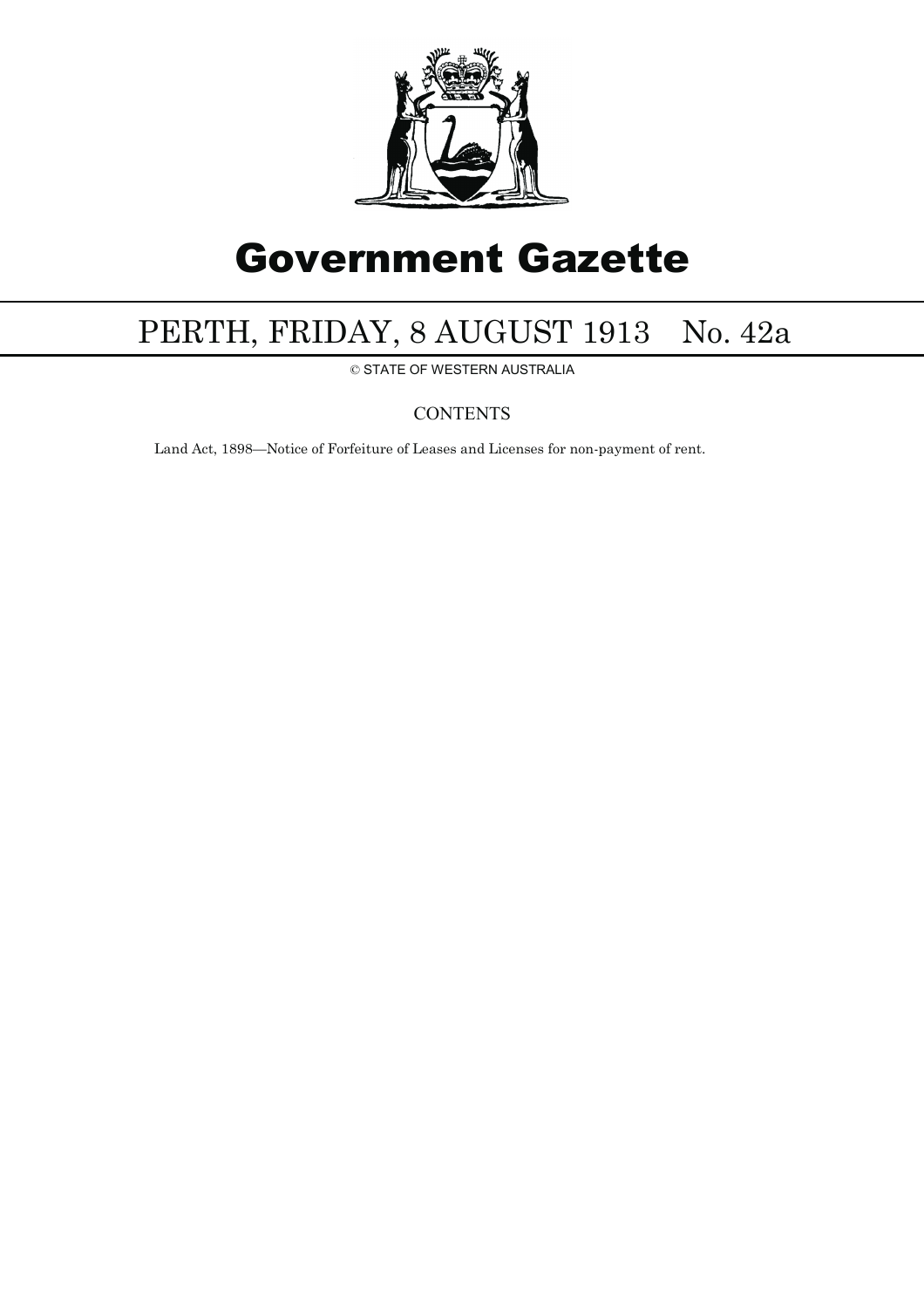# Government Gazette

## PERTH, FRIDAY, 8 AUGUST 1913 No. 42a

© STATE OF WESTERN AUSTRALIA

CONTENTS

Land Act, 1898—Notice of Forfeiture of Leases and Licenses for non-payment of rent.